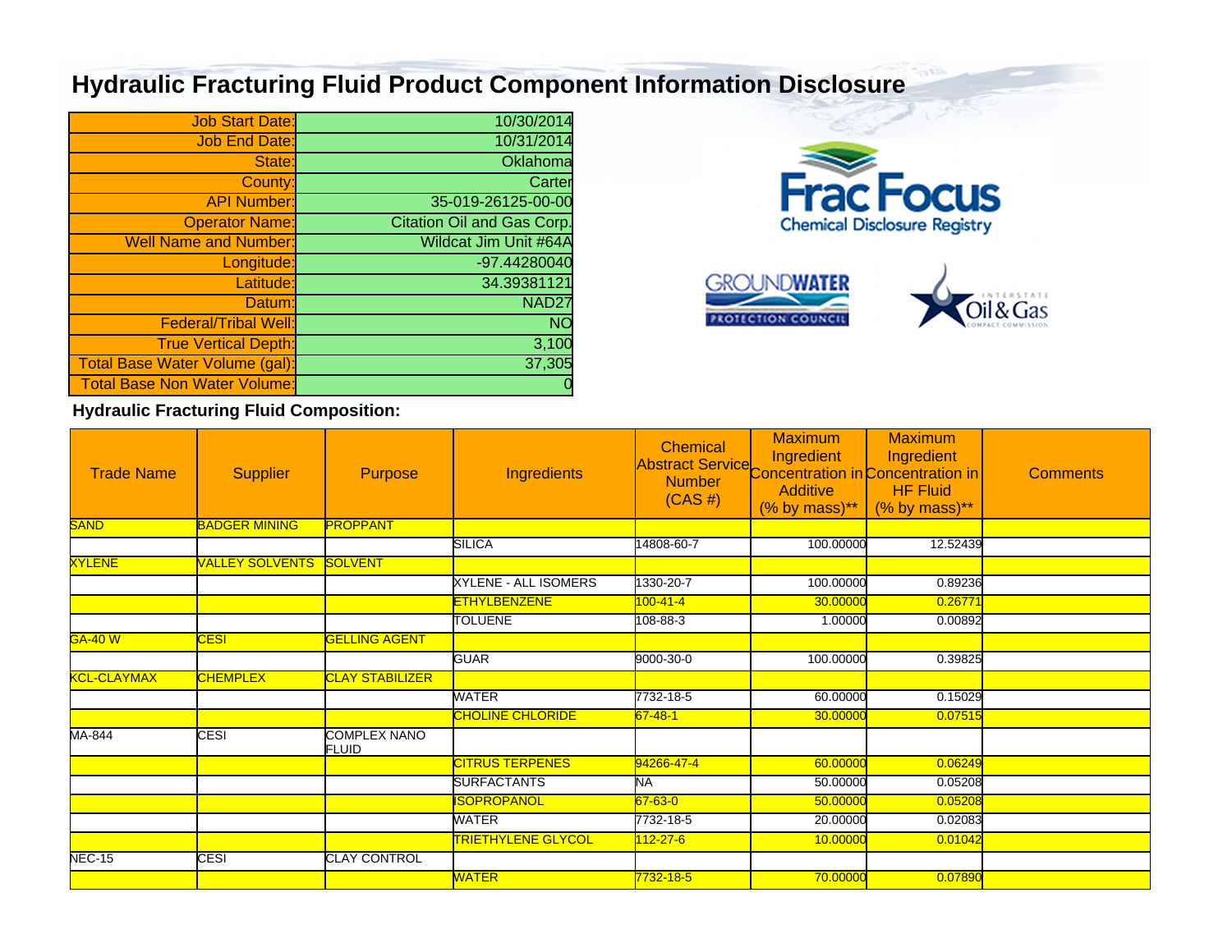# Hydraulic Fracturing Fluid Product Component Information Disclosure

| | |
|---|---|
| Job Start Date: | 10/30/2014 |
| Job End Date: | 10/31/2014 |
| State: | Oklahoma |
| County: | Carter |
| API Number: | 35-019-26125-00-00 |
| Operator Name: | Citation Oil and Gas Corp. |
| Well Name and Number: | Wildcat Jim Unit #64A |
| Longitude: | -97.44280040 |
| Latitude: | 34.39381121 |
| Datum: | NAD27 |
| Federal/Tribal Well: | NO |
| True Vertical Depth: | 3,100 |
| Total Base Water Volume (gal): | 37,305 |
| Total Base Non Water Volume: | 0 |

**Hydraulic Fracturing Fluid Composition:**

| Trade Name | Supplier | Purpose | Ingredients | Chemical Abstract Service Number (CAS #) | Maximum Ingredient Concentration in Additive (% by mass)** | Maximum Ingredient Concentration in HF Fluid (% by mass)** | Comments |
|---|---|---|---|---|---|---|---|
| SAND | BADGER MINING | PROPPANT | | | | | |
| | | | SILICA | 14808-60-7 | 100.00000 | 12.52439 | |
| XYLENE | VALLEY SOLVENTS | SOLVENT | | | | | |
| | | | XYLENE - ALL ISOMERS | 1330-20-7 | 100.00000 | 0.89236 | |
| | | | ETHYLBENZENE | 100-41-4 | 30.00000 | 0.26771 | |
| | | | TOLUENE | 108-88-3 | 1.00000 | 0.00892 | |
| GA-40 W | CESI | GELLING AGENT | | | | | |
| | | | GUAR | 9000-30-0 | 100.00000 | 0.39825 | |
| KCL-CLAYMAX | CHEMPLEX | CLAY STABILIZER | | | | | |
| | | | WATER | 7732-18-5 | 60.00000 | 0.15029 | |
| | | | CHOLINE CHLORIDE | 67-48-1 | 30.00000 | 0.07515 | |
| MA-844 | CESI | COMPLEX NANO FLUID | | | | | |
| | | | CITRUS TERPENES | 94266-47-4 | 60.00000 | 0.06249 | |
| | | | SURFACTANTS | NA | 50.00000 | 0.05208 | |
| | | | ISOPROPANOL | 67-63-0 | 50.00000 | 0.05208 | |
| | | | WATER | 7732-18-5 | 20.00000 | 0.02083 | |
| | | | TRIETHYLENE GLYCOL | 112-27-6 | 10.00000 | 0.01042 | |
| NEC-15 | CESI | CLAY CONTROL | | | | | |
| | | | WATER | 7732-18-5 | 70.00000 | 0.07890 | |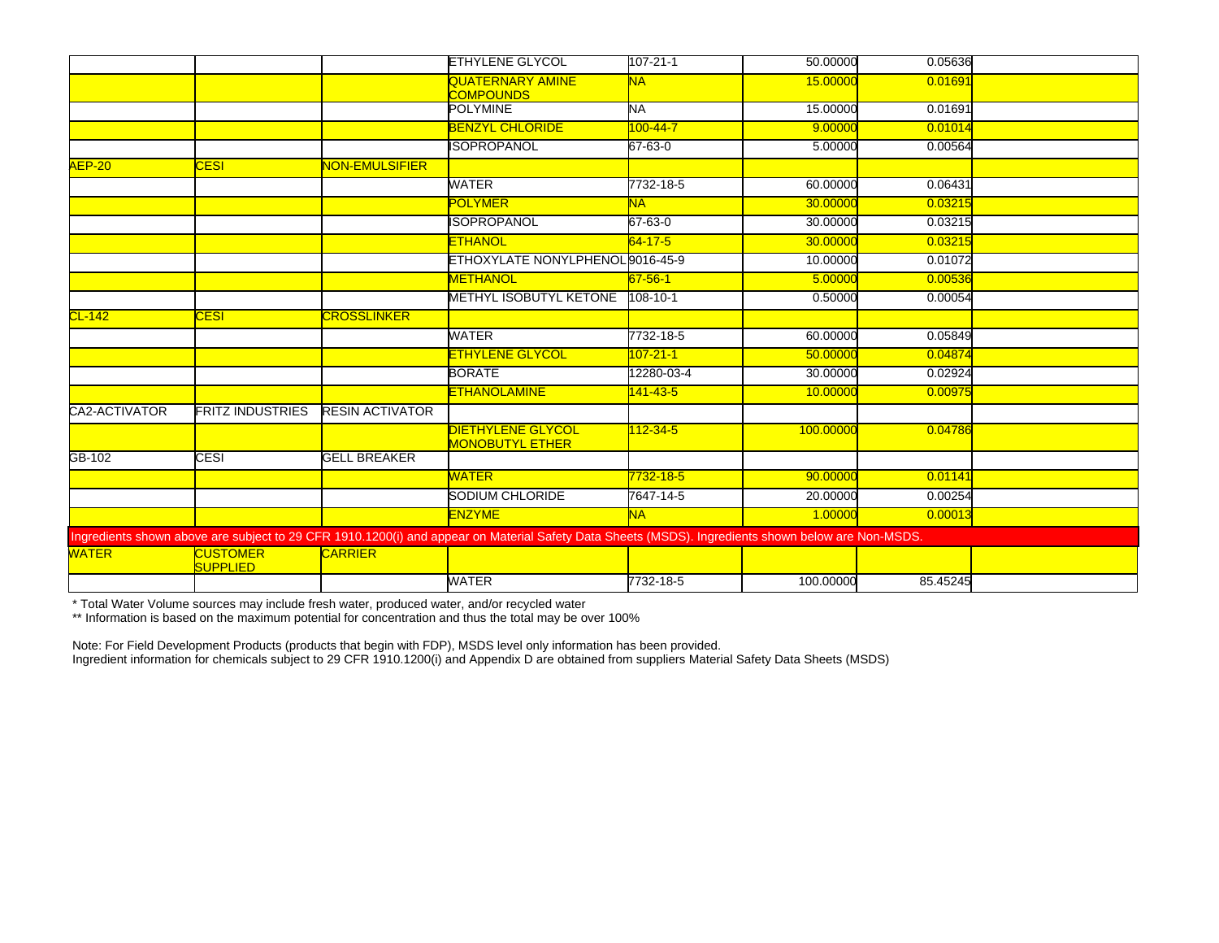| | | | | | | | |
|---|---|---|---|---|---|---|---|
| | | | ETHYLENE GLYCOL | 107-21-1 | 50.00000 | 0.05636 | |
| | | | QUATERNARY AMINE COMPOUNDS | NA | 15.00000 | 0.01691 | |
| | | | POLYMINE | NA | 15.00000 | 0.01691 | |
| | | | BENZYL CHLORIDE | 100-44-7 | 9.00000 | 0.01014 | |
| | | | ISOPROPANOL | 67-63-0 | 5.00000 | 0.00564 | |
| AEP-20 | CESI | NON-EMULSIFIER | | | | | |
| | | | WATER | 7732-18-5 | 60.00000 | 0.06431 | |
| | | | POLYMER | NA | 30.00000 | 0.03215 | |
| | | | ISOPROPANOL | 67-63-0 | 30.00000 | 0.03215 | |
| | | | ETHANOL | 64-17-5 | 30.00000 | 0.03215 | |
| | | | ETHOXYLATE NONYLPHENOL | 9016-45-9 | 10.00000 | 0.01072 | |
| | | | METHANOL | 67-56-1 | 5.00000 | 0.00536 | |
| | | | METHYL ISOBUTYL KETONE | 108-10-1 | 0.50000 | 0.00054 | |
| CL-142 | CESI | CROSSLINKER | | | | | |
| | | | WATER | 7732-18-5 | 60.00000 | 0.05849 | |
| | | | ETHYLENE GLYCOL | 107-21-1 | 50.00000 | 0.04874 | |
| | | | BORATE | 12280-03-4 | 30.00000 | 0.02924 | |
| | | | ETHANOLAMINE | 141-43-5 | 10.00000 | 0.00975 | |
| CA2-ACTIVATOR | FRITZ INDUSTRIES | RESIN ACTIVATOR | | | | | |
| | | | DIETHYLENE GLYCOL MONOBUTYL ETHER | 112-34-5 | 100.00000 | 0.04786 | |
| GB-102 | CESI | GELL BREAKER | | | | | |
| | | | WATER | 7732-18-5 | 90.00000 | 0.01141 | |
| | | | SODIUM CHLORIDE | 7647-14-5 | 20.00000 | 0.00254 | |
| | | | ENZYME | NA | 1.00000 | 0.00013 | |
| Ingredients shown above are subject to 29 CFR 1910.1200(i) and appear on Material Safety Data Sheets (MSDS). Ingredients shown below are Non-MSDS. | | | | | | | |
| WATER | CUSTOMER SUPPLIED | CARRIER | | | | | |
| | | | WATER | 7732-18-5 | 100.00000 | 85.45245 | |

* Total Water Volume sources may include fresh water, produced water, and/or recycled water

** Information is based on the maximum potential for concentration and thus the total may be over 100%

Note: For Field Development Products (products that begin with FDP), MSDS level only information has been provided.
Ingredient information for chemicals subject to 29 CFR 1910.1200(i) and Appendix D are obtained from suppliers Material Safety Data Sheets (MSDS)